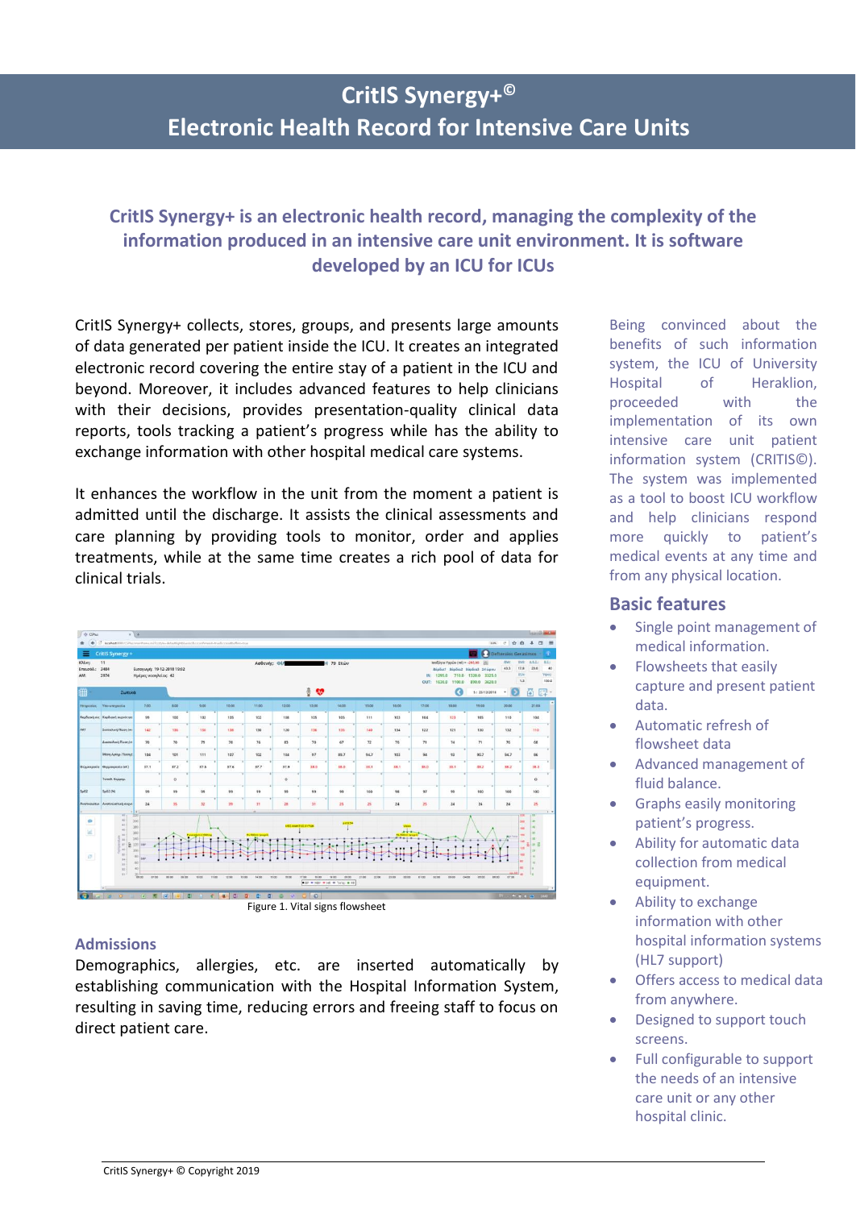# CritIS Synergy+©
# Electronic Health Record for Intensive Care Units

## CritIS Synergy+ is an electronic health record, managing the complexity of the information produced in an intensive care unit environment. It is software developed by an ICU for ICUs

CritIS Synergy+ collects, stores, groups, and presents large amounts of data generated per patient inside the ICU. It creates an integrated electronic record covering the entire stay of a patient in the ICU and beyond. Moreover, it includes advanced features to help clinicians with their decisions, provides presentation-quality clinical data reports, tools tracking a patient's progress while has the ability to exchange information with other hospital medical care systems.

It enhances the workflow in the unit from the moment a patient is admitted until the discharge. It assists the clinical assessments and care planning by providing tools to monitor, order and applies treatments, while at the same time creates a rich pool of data for clinical trials.

Figure 1. Vital signs flowsheet

### Admissions

Demographics, allergies, etc. are inserted automatically by establishing communication with the Hospital Information System, resulting in saving time, reducing errors and freeing staff to focus on direct patient care.

Being convinced about the benefits of such information system, the ICU of University Hospital of Heraklion, proceeded with the implementation of its own intensive care unit patient information system (CRITIS©). The system was implemented as a tool to boost ICU workflow and help clinicians respond more quickly to patient's medical events at any time and from any physical location.

## Basic features

- Single point management of medical information.
- Flowsheets that easily capture and present patient data.
- Automatic refresh of flowsheet data
- Advanced management of fluid balance.
- Graphs easily monitoring patient's progress.
- Ability for automatic data collection from medical equipment.
- Ability to exchange information with other hospital information systems (HL7 support)
- Offers access to medical data from anywhere.
- Designed to support touch screens.
- Full configurable to support the needs of an intensive care unit or any other hospital clinic.

CritIS Synergy+ © Copyright 2019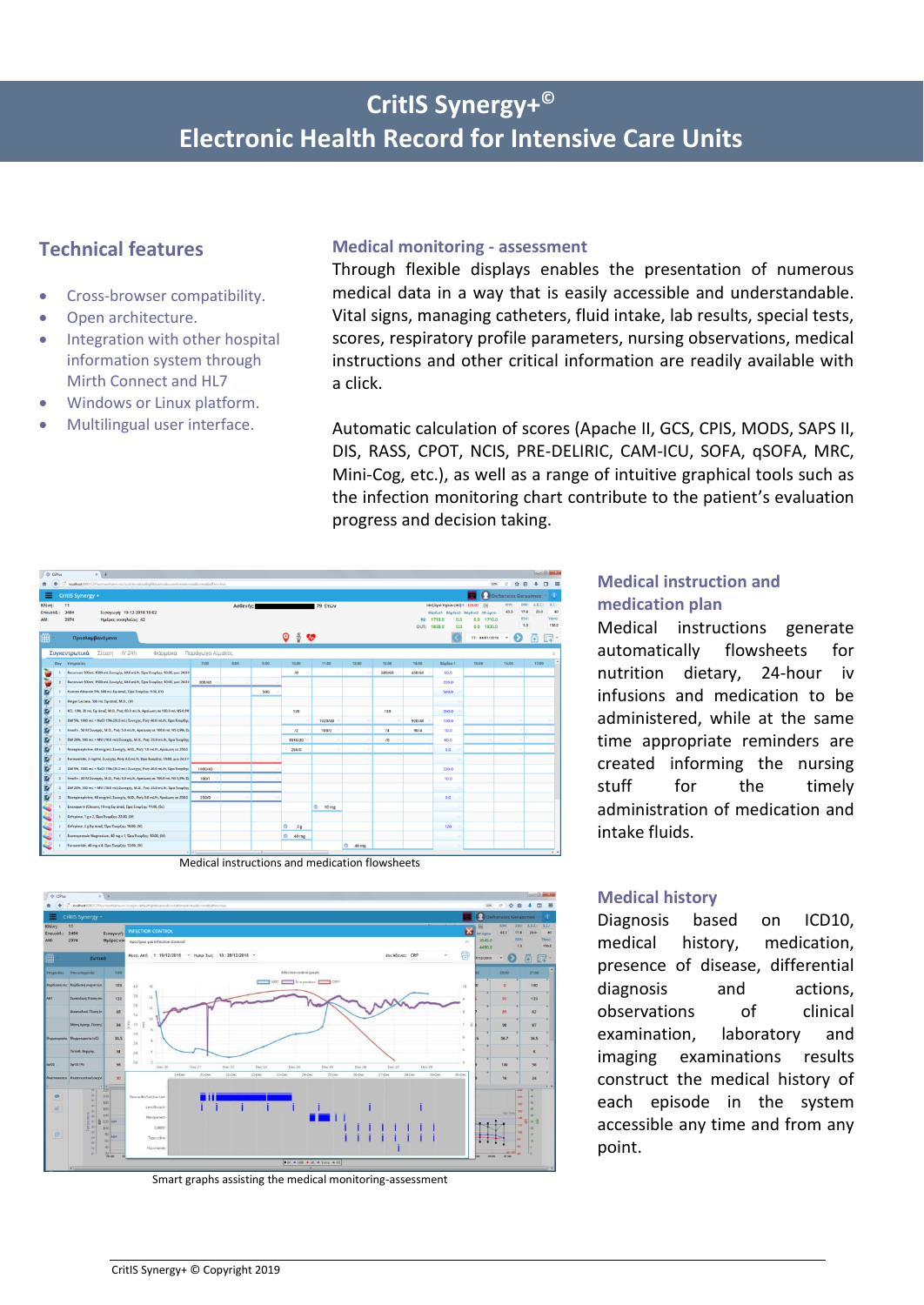# CritIS Synergy+©
# Electronic Health Record for Intensive Care Units

## Technical features

- Cross-browser compatibility.
- Open architecture.
- Integration with other hospital information system through Mirth Connect and HL7
- Windows or Linux platform.
- Multilingual user interface.

## Medical monitoring - assessment

Through flexible displays enables the presentation of numerous medical data in a way that is easily accessible and understandable. Vital signs, managing catheters, fluid intake, lab results, special tests, scores, respiratory profile parameters, nursing observations, medical instructions and other critical information are readily available with a click.

Automatic calculation of scores (Apache II, GCS, CPIS, MODS, SAPS II, DIS, RASS, CPOT, NCIS, PRE-DELIRIC, CAM-ICU, SOFA, qSOFA, MRC, Mini-Cog, etc.), as well as a range of intuitive graphical tools such as the infection monitoring chart contribute to the patient's evaluation progress and decision taking.

Medical instructions and medication flowsheets

## Medical instruction and medication plan

Medical instructions generate automatically flowsheets for nutrition dietary, 24-hour iv infusions and medication to be administered, while at the same time appropriate reminders are created informing the nursing stuff for the timely administration of medication and intake fluids.

Smart graphs assisting the medical monitoring-assessment

## Medical history

Diagnosis based on ICD10, medical history, medication, presence of disease, differential diagnosis and actions, observations of clinical examination, laboratory and imaging examinations results construct the medical history of each episode in the system accessible any time and from any point.

CritIS Synergy+ © Copyright 2019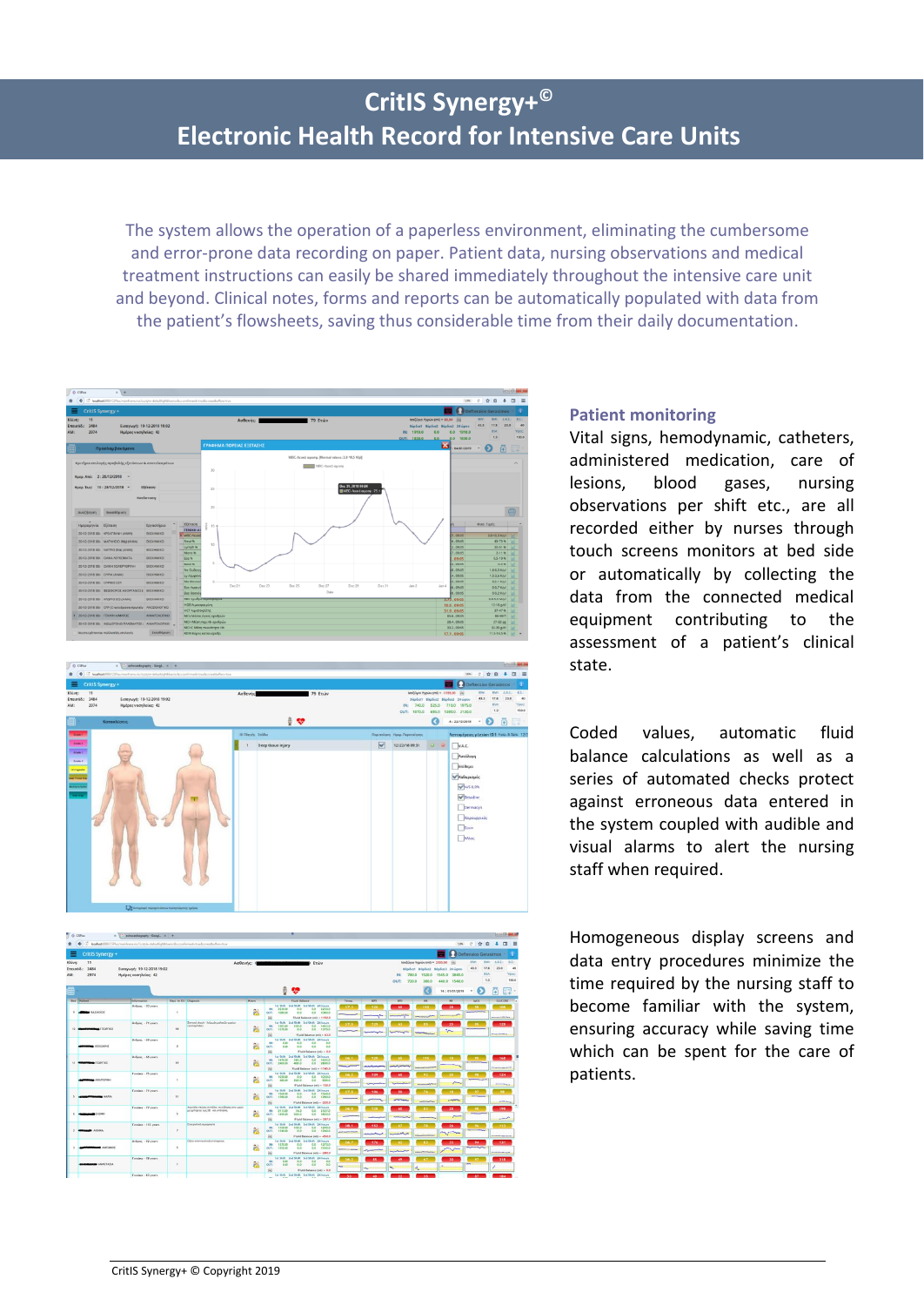# CritIS Synergy+©
# Electronic Health Record for Intensive Care Units

The system allows the operation of a paperless environment, eliminating the cumbersome and error-prone data recording on paper. Patient data, nursing observations and medical treatment instructions can easily be shared immediately throughout the intensive care unit and beyond. Clinical notes, forms and reports can be automatically populated with data from the patient's flowsheets, saving thus considerable time from their daily documentation.

## Patient monitoring

Vital signs, hemodynamic, catheters, administered medication, care of lesions, blood gases, nursing observations per shift etc., are all recorded either by nurses through touch screens monitors at bed side or automatically by collecting the data from the connected medical equipment contributing to the assessment of a patient's clinical state.

Coded values, automatic fluid balance calculations as well as a series of automated checks protect against erroneous data entered in the system coupled with audible and visual alarms to alert the nursing staff when required.

Homogeneous display screens and data entry procedures minimize the time required by the nursing staff to become familiar with the system, ensuring accuracy while saving time which can be spent for the care of patients.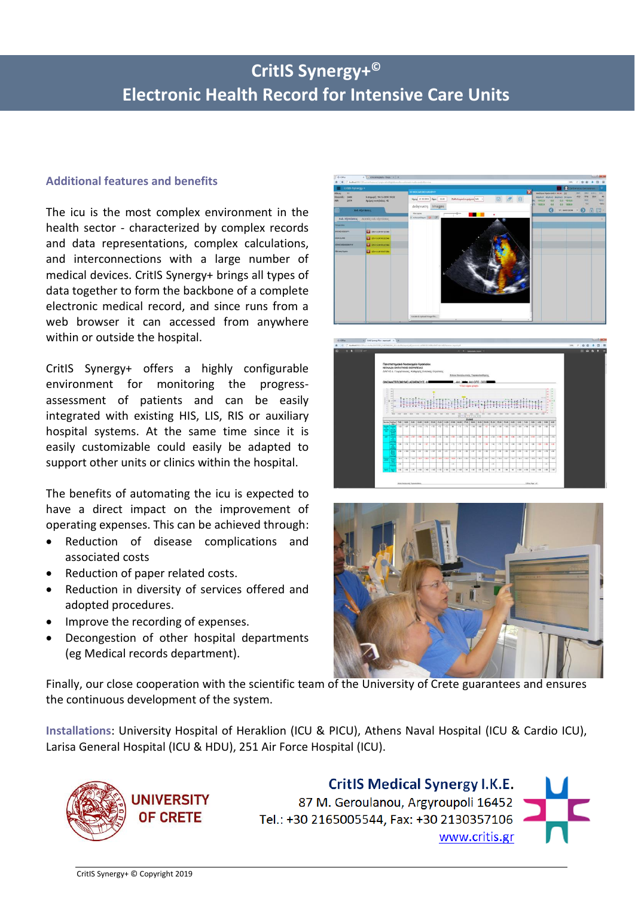# CritIS Synergy+©
# Electronic Health Record for Intensive Care Units

## Additional features and benefits

The icu is the most complex environment in the health sector - characterized by complex records and data representations, complex calculations, and interconnections with a large number of medical devices. CritIS Synergy+ brings all types of data together to form the backbone of a complete electronic medical record, and since runs from a web browser it can accessed from anywhere within or outside the hospital.

CritIS Synergy+ offers a highly configurable environment for monitoring the progress-assessment of patients and can be easily integrated with existing HIS, LIS, RIS or auxiliary hospital systems. At the same time since it is easily customizable could easily be adapted to support other units or clinics within the hospital.

The benefits of automating the icu is expected to have a direct impact on the improvement of operating expenses. This can be achieved through:

- Reduction of disease complications and associated costs
- Reduction of paper related costs.
- Reduction in diversity of services offered and adopted procedures.
- Improve the recording of expenses.
- Decongestion of other hospital departments (eg Medical records department).

Finally, our close cooperation with the scientific team of the University of Crete guarantees and ensures the continuous development of the system.

**Installations**: University Hospital of Heraklion (ICU & PICU), Athens Naval Hospital (ICU & Cardio ICU), Larisa General Hospital (ICU & HDU), 251 Air Force Hospital (ICU).

UNIVERSITY OF CRETE

**CritIS Medical Synergy I.K.E.**
87 M. Geroulanou, Argyroupoli 16452
Tel.: +30 2165005544, Fax: +30 2130357106
www.critis.gr

CritIS Synergy+ © Copyright 2019